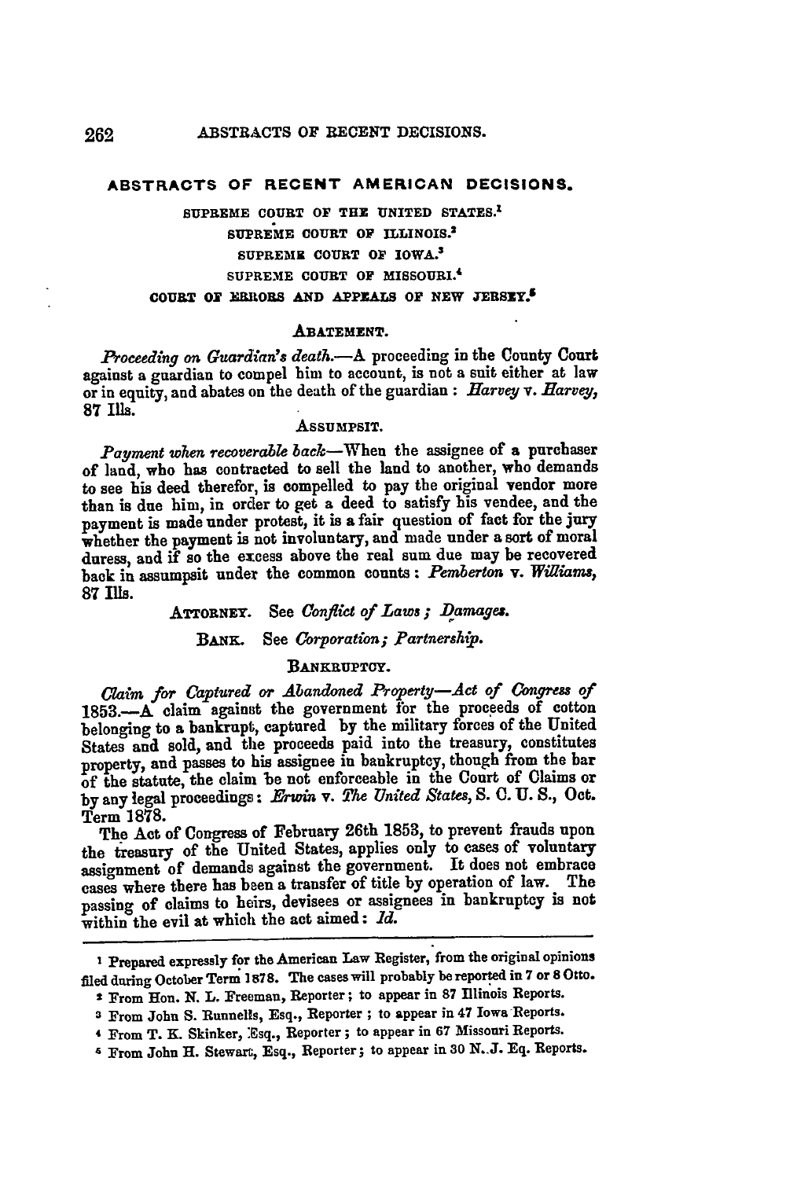## ABSTRACTS OF RECENT AMERICAN DECISIONS.

SUPREME COURT OF THE UNITED STATES.[1]
SUPREME COURT OF ILLINOIS.[2]
SUPREME COURT OF IOWA.[3]
SUPREME COURT OF MISSOURI.[4]
COURT OF ERRORS AND APPEALS OF NEW JERSEY.[5]

### ABATEMENT.

*Proceeding on Guardian's death.*—A proceeding in the County Court against a guardian to compel him to account, is not a suit either at law or in equity, and abates on the death of the guardian: *Harvey* v. *Harvey*, 87 Ills.

### ASSUMPSIT.

*Payment when recoverable back*—When the assignee of a purchaser of land, who has contracted to sell the land to another, who demands to see his deed therefor, is compelled to pay the original vendor more than is due him, in order to get a deed to satisfy his vendee, and the payment is made under protest, it is a fair question of fact for the jury whether the payment is not involuntary, and made under a sort of moral duress, and if so the excess above the real sum due may be recovered back in assumpsit under the common counts: *Pemberton* v. *Williams*, 87 Ills.

ATTORNEY. See *Conflict of Laws; Damages.*

BANK. See *Corporation; Partnership.*

### BANKRUPTCY.

*Claim for Captured or Abandoned Property—Act of Congress of 1853.*—A claim against the government for the proceeds of cotton belonging to a bankrupt, captured by the military forces of the United States and sold, and the proceeds paid into the treasury, constitutes property, and passes to his assignee in bankruptcy, though from the bar of the statute, the claim be not enforceable in the Court of Claims or by any legal proceedings: *Erwin* v. *The United States*, S. C. U. S., Oct. Term 1878.

The Act of Congress of February 26th 1853, to prevent frauds upon the treasury of the United States, applies only to cases of voluntary assignment of demands against the government. It does not embrace cases where there has been a transfer of title by operation of law. The passing of claims to heirs, devisees or assignees in bankruptcy is not within the evil at which the act aimed: *Id.*

---

[1] Prepared expressly for the American Law Register, from the original opinions filed during October Term 1878. The cases will probably be reported in 7 or 8 Otto.

[2] From Hon. N. L. Freeman, Reporter; to appear in 87 Illinois Reports.

[3] From John S. Runnells, Esq., Reporter; to appear in 47 Iowa Reports.

[4] From T. K. Skinker, Esq., Reporter; to appear in 67 Missouri Reports.

[5] From John H. Stewart, Esq., Reporter; to appear in 30 N. J. Eq. Reports.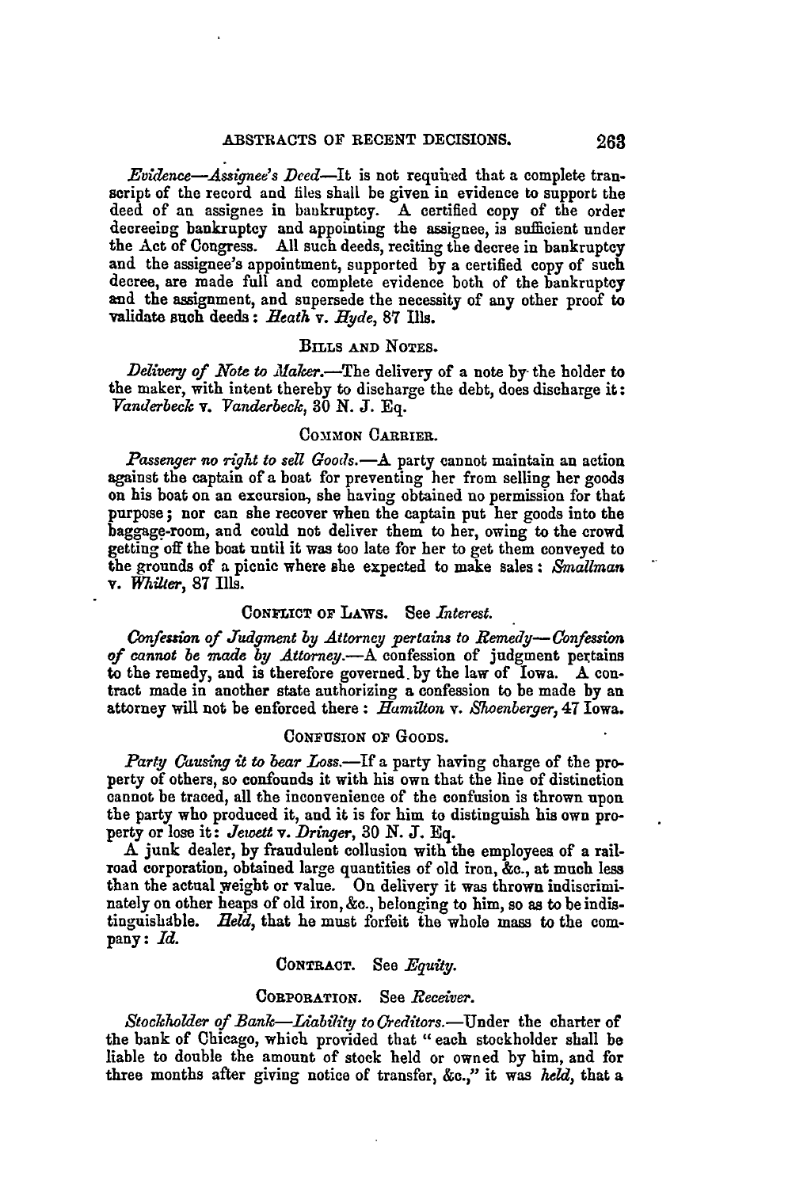*Evidence—Assignee's Deed*—It is not required that a complete transcript of the record and files shall be given in evidence to support the deed of an assignee in bankruptcy. A certified copy of the order decreeing bankruptcy and appointing the assignee, is sufficient under the Act of Congress. All such deeds, reciting the decree in bankruptcy and the assignee's appointment, supported by a certified copy of such decree, are made full and complete evidence both of the bankruptcy and the assignment, and supersede the necessity of any other proof to validate such deeds: *Heath* v. *Hyde*, 87 Ills.

### BILLS AND NOTES.

*Delivery of Note to Maker.*—The delivery of a note by the holder to the maker, with intent thereby to discharge the debt, does discharge it: *Vanderbeck* v. *Vanderbeck*, 30 N. J. Eq.

### COMMON CARRIER.

*Passenger no right to sell Goods.*—A party cannot maintain an action against the captain of a boat for preventing her from selling her goods on his boat on an excursion, she having obtained no permission for that purpose; nor can she recover when the captain put her goods into the baggage-room, and could not deliver them to her, owing to the crowd getting off the boat until it was too late for her to get them conveyed to the grounds of a picnic where she expected to make sales: *Smallman* v. *Whilter*, 87 Ills.

### CONFLICT OF LAWS. See *Interest.*

*Confession of Judgment by Attorney pertains to Remedy—Confession of cannot be made by Attorney.*—A confession of judgment pertains to the remedy, and is therefore governed by the law of Iowa. A contract made in another state authorizing a confession to be made by an attorney will not be enforced there: *Hamilton* v. *Shoenberger*, 47 Iowa.

### CONFUSION OF GOODS.

*Party Causing it to bear Loss.*—If a party having charge of the property of others, so confounds it with his own that the line of distinction cannot be traced, all the inconvenience of the confusion is thrown upon the party who produced it, and it is for him to distinguish his own property or lose it: *Jewett* v. *Dringer*, 30 N. J. Eq.

A junk dealer, by fraudulent collusion with the employees of a railroad corporation, obtained large quantities of old iron, &c., at much less than the actual weight or value. On delivery it was thrown indiscriminately on other heaps of old iron, &c., belonging to him, so as to be indistinguishable. *Held*, that he must forfeit the whole mass to the company: *Id.*

### CONTRACT. See *Equity.*

### CORPORATION. See *Receiver.*

*Stockholder of Bank—Liability to Creditors.*—Under the charter of the bank of Chicago, which provided that "each stockholder shall be liable to double the amount of stock held or owned by him, and for three months after giving notice of transfer, &c.," it was *held*, that a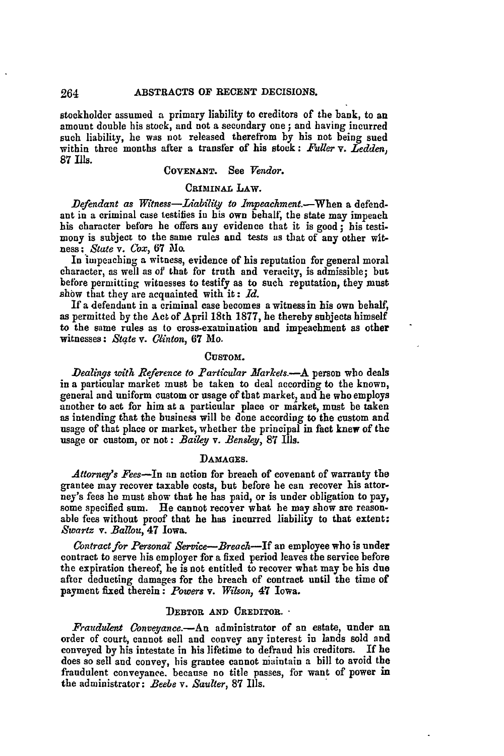stockholder assumed a primary liability to creditors of the bank, to an amount double his stock, and not a secondary one; and having incurred such liability, he was not released therefrom by his not being sued within three months after a transfer of his stock: *Fuller* v. *Ledden*, 87 Ills.

COVENANT. See *Vendor*.

CRIMINAL LAW.

*Defendant as Witness—Liability to Impeachment.*—When a defendant in a criminal case testifies in his own behalf, the state may impeach his character before he offers any evidence that it is good; his testimony is subject to the same rules and tests as that of any other witness: *State* v. *Cox*, 67 Mo.

In impeaching a witness, evidence of his reputation for general moral character, as well as of that for truth and veracity, is admissible; but before permitting witnesses to testify as to such reputation, they must show that they are acquainted with it: *Id.*

If a defendant in a criminal case becomes a witness in his own behalf, as permitted by the Act of April 18th 1877, he thereby subjects himself to the same rules as to cross-examination and impeachment as other witnesses: *State* v. *Clinton*, 67 Mo.

CUSTOM.

*Dealings with Reference to Particular Markets.*—A person who deals in a particular market must be taken to deal according to the known, general and uniform custom or usage of that market, and he who employs another to act for him at a particular place or market, must be taken as intending that the business will be done according to the custom and usage of that place or market, whether the principal in fact knew of the usage or custom, or not: *Bailey* v. *Bensley*, 87 Ills.

DAMAGES.

*Attorney's Fees*—In an action for breach of covenant of warranty the grantee may recover taxable costs, but before he can recover his attorney's fees he must show that he has paid, or is under obligation to pay, some specified sum. He cannot recover what he may show are reasonable fees without proof that he has incurred liability to that extent: *Swartz* v. *Ballou*, 47 Iowa.

*Contract for Personal Service—Breach*—If an employee who is under contract to serve his employer for a fixed period leaves the service before the expiration thereof, he is not entitled to recover what may be his due after deducting damages for the breach of contract until the time of payment fixed therein: *Powers* v. *Wilson*, 47 Iowa.

DEBTOR AND CREDITOR.

*Fraudulent Conveyance.*—An administrator of an estate, under an order of court, cannot sell and convey any interest in lands sold and conveyed by his intestate in his lifetime to defraud his creditors. If he does so sell and convey, his grantee cannot maintain a bill to avoid the fraudulent conveyance, because no title passes, for want of power in the administrator: *Beebe* v. *Saulter*, 87 Ills.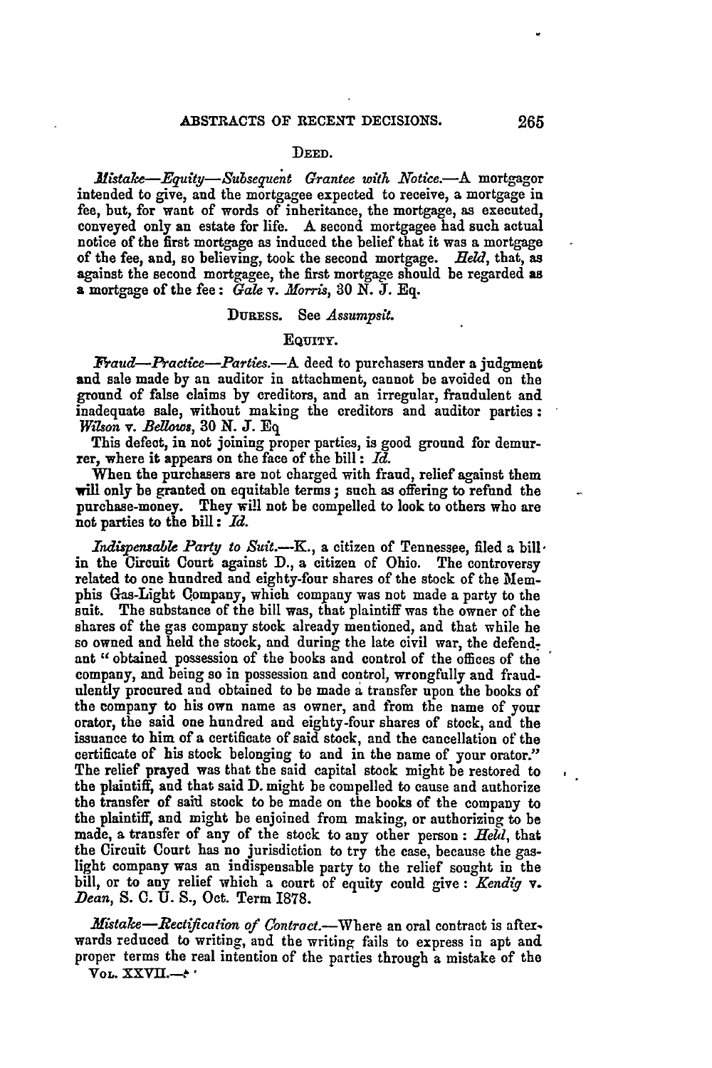### DEED.

*Mistake—Equity—Subsequent Grantee with Notice.*—A mortgagor intended to give, and the mortgagee expected to receive, a mortgage in fee, but, for want of words of inheritance, the mortgage, as executed, conveyed only an estate for life. A second mortgagee had such actual notice of the first mortgage as induced the belief that it was a mortgage of the fee, and, so believing, took the second mortgage. *Held*, that, as against the second mortgagee, the first mortgage should be regarded as a mortgage of the fee: *Gale* v. *Morris*, 30 N. J. Eq.

### DURESS. See *Assumpsit.*

### EQUITY.

*Fraud—Practice—Parties.*—A deed to purchasers under a judgment and sale made by an auditor in attachment, cannot be avoided on the ground of false claims by creditors, and an irregular, fraudulent and inadequate sale, without making the creditors and auditor parties: *Wilson* v. *Bellows*, 30 N. J. Eq

This defect, in not joining proper parties, is good ground for demurrer, where it appears on the face of the bill: *Id.*

When the purchasers are not charged with fraud, relief against them will only be granted on equitable terms; such as offering to refund the purchase-money. They will not be compelled to look to others who are not parties to the bill: *Id.*

*Indispensable Party to Suit.*—K., a citizen of Tennessee, filed a bill in the Circuit Court against D., a citizen of Ohio. The controversy related to one hundred and eighty-four shares of the stock of the Memphis Gas-Light Company, which company was not made a party to the suit. The substance of the bill was, that plaintiff was the owner of the shares of the gas company stock already mentioned, and that while he so owned and held the stock, and during the late civil war, the defendant "obtained possession of the books and control of the offices of the company, and being so in possession and control, wrongfully and fraudulently procured and obtained to be made a transfer upon the books of the company to his own name as owner, and from the name of your orator, the said one hundred and eighty-four shares of stock, and the issuance to him of a certificate of said stock, and the cancellation of the certificate of his stock belonging to and in the name of your orator." The relief prayed was that the said capital stock might be restored to the plaintiff, and that said D. might be compelled to cause and authorize the transfer of said stock to be made on the books of the company to the plaintiff, and might be enjoined from making, or authorizing to be made, a transfer of any of the stock to any other person: *Held*, that the Circuit Court has no jurisdiction to try the case, because the gas-light company was an indispensable party to the relief sought in the bill, or to any relief which a court of equity could give: *Kendig* v. *Dean*, S. C. U. S., Oct. Term 1878.

*Mistake—Rectification of Contract.*—Where an oral contract is afterwards reduced to writing, and the writing fails to express in apt and proper terms the real intention of the parties through a mistake of the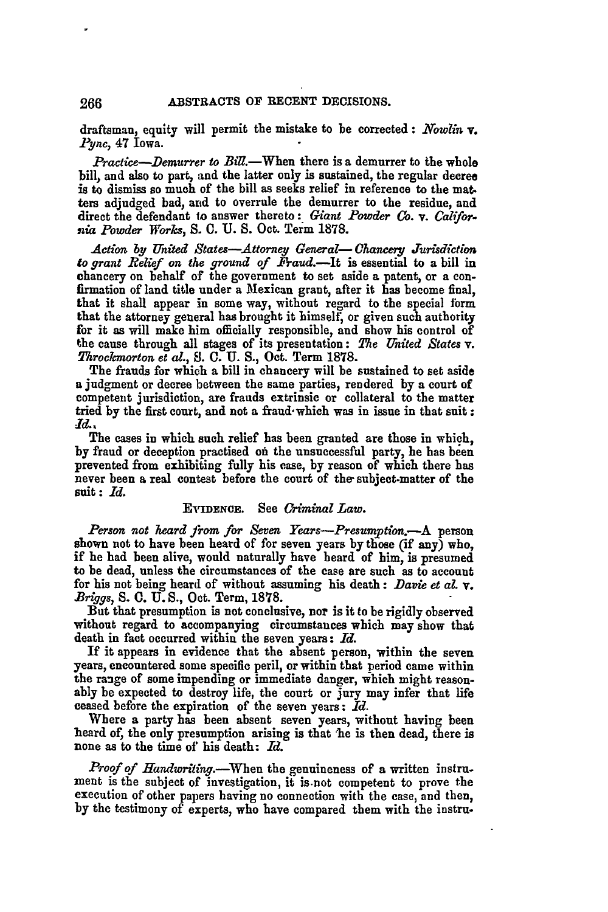draftsman, equity will permit the mistake to be corrected: *Nowlin* v. *Pyne*, 47 Iowa.

*Practice—Demurrer to Bill.*—When there is a demurrer to the whole bill, and also to part, and the latter only is sustained, the regular decree is to dismiss so much of the bill as seeks relief in reference to the matters adjudged bad, and to overrule the demurrer to the residue, and direct the defendant to answer thereto: *Giant Powder Co.* v. *California Powder Works*, S. C. U. S. Oct. Term 1878.

*Action by United States—Attorney General—Chancery Jurisdiction to grant Relief on the ground of Fraud.*—It is essential to a bill in chancery on behalf of the government to set aside a patent, or a confirmation of land title under a Mexican grant, after it has become final, that it shall appear in some way, without regard to the special form that the attorney general has brought it himself, or given such authority for it as will make him officially responsible, and show his control of the cause through all stages of its presentation: *The United States* v. *Throckmorton et al.*, S. C. U. S., Oct. Term 1878.

The frauds for which a bill in chancery will be sustained to set aside a judgment or decree between the same parties, rendered by a court of competent jurisdiction, are frauds extrinsic or collateral to the matter tried by the first court, and not a fraud which was in issue in that suit: *Id.*

The cases in which such relief has been granted are those in which, by fraud or deception practised on the unsuccessful party, he has been prevented from exhibiting fully his case, by reason of which there has never been a real contest before the court of the subject-matter of the suit: *Id.*

EVIDENCE. See *Criminal Law.*

*Person not heard from for Seven Years—Presumption.*—A person shown not to have been heard of for seven years by those (if any) who, if he had been alive, would naturally have heard of him, is presumed to be dead, unless the circumstances of the case are such as to account for his not being heard of without assuming his death: *Davie et al.* v. *Briggs*, S. C. U. S., Oct. Term, 1878.

But that presumption is not conclusive, nor is it to be rigidly observed without regard to accompanying circumstances which may show that death in fact occurred within the seven years: *Id.*

If it appears in evidence that the absent person, within the seven years, encountered some specific peril, or within that period came within the range of some impending or immediate danger, which might reasonably be expected to destroy life, the court or jury may infer that life ceased before the expiration of the seven years: *Id.*

Where a party has been absent seven years, without having been heard of, the only presumption arising is that he is then dead, there is none as to the time of his death: *Id.*

*Proof of Handwriting.*—When the genuineness of a written instrument is the subject of investigation, it is not competent to prove the execution of other papers having no connection with the case, and then, by the testimony of experts, who have compared them with the instru-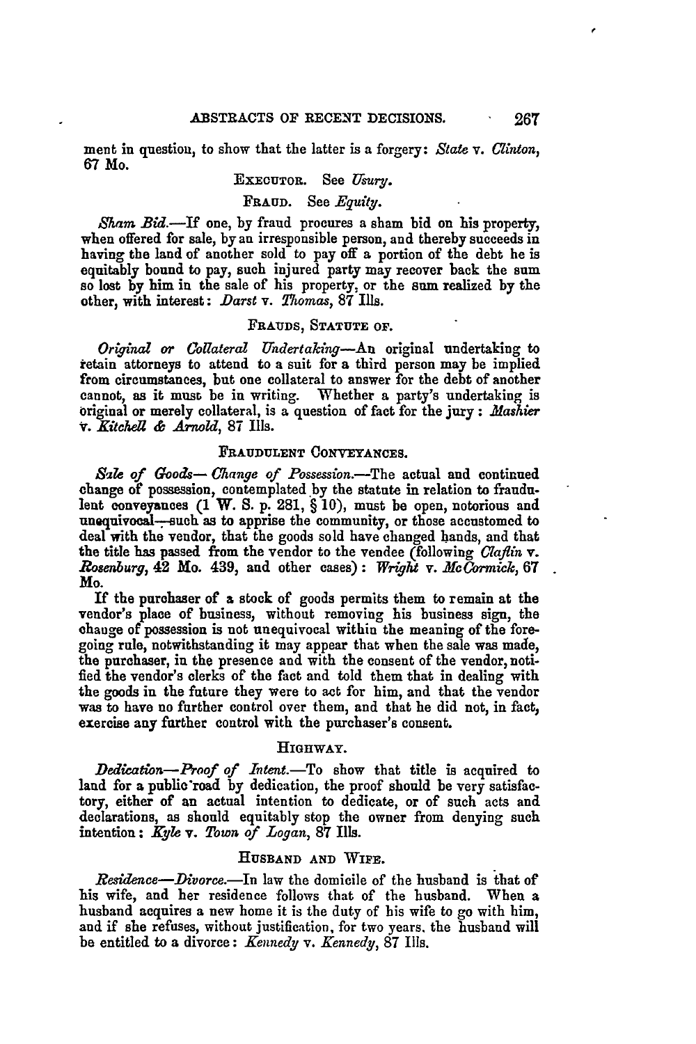ment in question, to show that the latter is a forgery: *State* v. *Clinton*, 67 Mo.

EXECUTOR. See *Usury*.

FRAUD. See *Equity*.

*Sham Bid.*—If one, by fraud procures a sham bid on his property, when offered for sale, by an irresponsible person, and thereby succeeds in having the land of another sold to pay off a portion of the debt he is equitably bound to pay, such injured party may recover back the sum so lost by him in the sale of his property, or the sum realized by the other, with interest: *Darst* v. *Thomas*, 87 Ills.

FRAUDS, STATUTE OF.

*Original or Collateral Undertaking*—An original undertaking to retain attorneys to attend to a suit for a third person may be implied from circumstances, but one collateral to answer for the debt of another cannot, as it must be in writing. Whether a party's undertaking is original or merely collateral, is a question of fact for the jury: *Mashier* v. *Kitchell & Arnold*, 87 Ills.

FRAUDULENT CONVEYANCES.

*Sale of Goods—Change of Possession.*—The actual and continued change of possession, contemplated by the statute in relation to fraudulent conveyances (1 W. S. p. 281, § 10), must be open, notorious and unequivocal—such as to apprise the community, or those accustomed to deal with the vendor, that the goods sold have changed hands, and that the title has passed from the vendor to the vendee (following *Claflin* v. *Rosenburg*, 42 Mo. 439, and other cases): *Wright* v. *McCormick*, 67 Mo.

If the purchaser of a stock of goods permits them to remain at the vendor's place of business, without removing his business sign, the change of possession is not unequivocal within the meaning of the foregoing rule, notwithstanding it may appear that when the sale was made, the purchaser, in the presence and with the consent of the vendor, notified the vendor's clerks of the fact and told them that in dealing with the goods in the future they were to act for him, and that the vendor was to have no further control over them, and that he did not, in fact, exercise any further control with the purchaser's consent.

HIGHWAY.

*Dedication—Proof of Intent.*—To show that title is acquired to land for a public road by dedication, the proof should be very satisfactory, either of an actual intention to dedicate, or of such acts and declarations, as should equitably stop the owner from denying such intention: *Kyle* v. *Town of Logan*, 87 Ills.

HUSBAND AND WIFE.

*Residence—Divorce.*—In law the domicile of the husband is that of his wife, and her residence follows that of the husband. When a husband acquires a new home it is the duty of his wife to go with him, and if she refuses, without justification, for two years, the husband will be entitled to a divorce: *Kennedy* v. *Kennedy*, 87 Ills.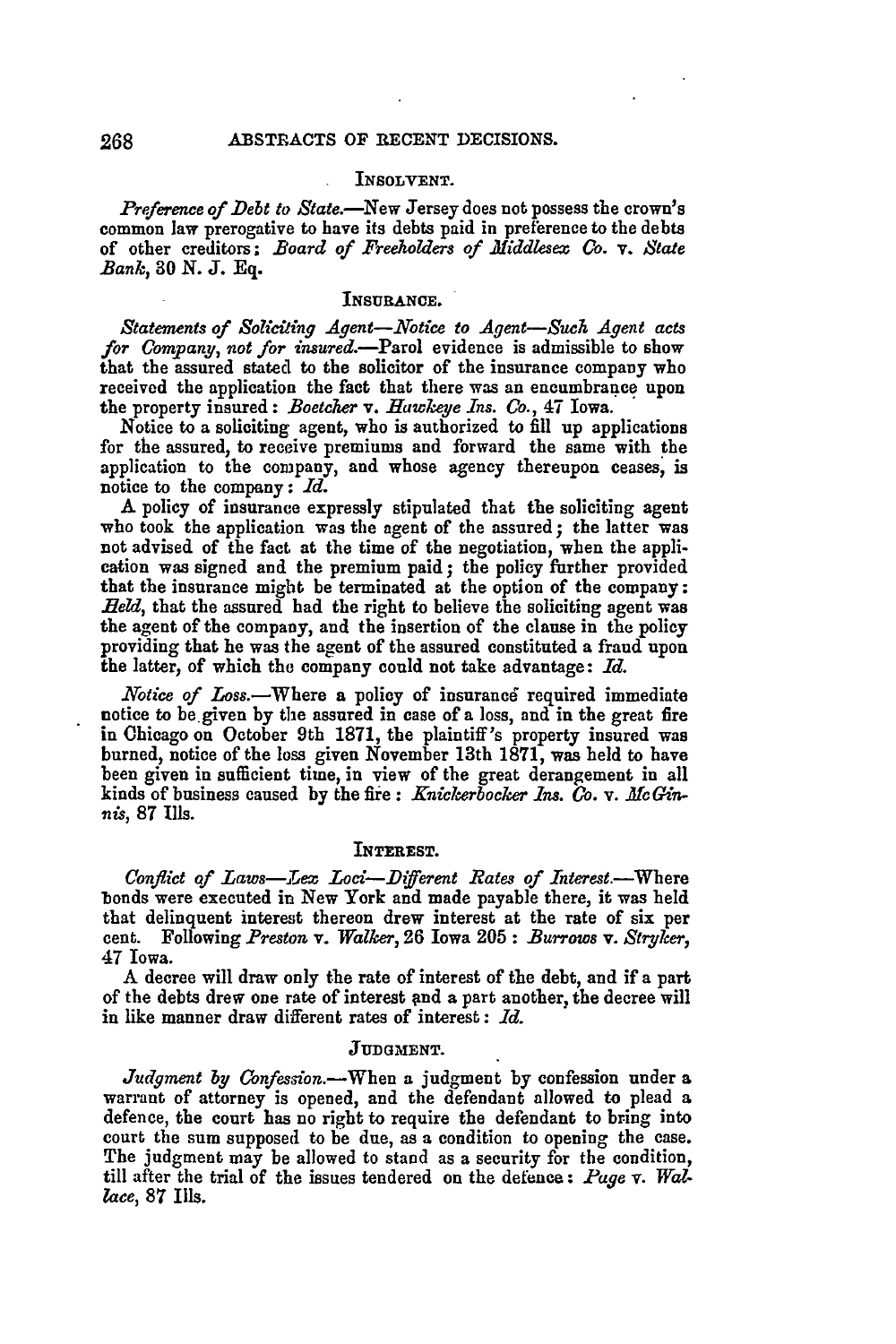## INSOLVENT.

*Preference of Debt to State.*—New Jersey does not possess the crown's common law prerogative to have its debts paid in preference to the debts of other creditors: *Board of Freeholders of Middlesex Co.* v. *State Bank*, 30 N. J. Eq.

## INSURANCE.

*Statements of Soliciting Agent—Notice to Agent—Such Agent acts for Company, not for insured.*—Parol evidence is admissible to show that the assured stated to the solicitor of the insurance company who received the application the fact that there was an encumbrance upon the property insured: *Boetcher* v. *Hawkeye Ins. Co.*, 47 Iowa.

Notice to a soliciting agent, who is authorized to fill up applications for the assured, to receive premiums and forward the same with the application to the company, and whose agency thereupon ceases, is notice to the company: *Id.*

A policy of insurance expressly stipulated that the soliciting agent who took the application was the agent of the assured; the latter was not advised of the fact at the time of the negotiation, when the application was signed and the premium paid; the policy further provided that the insurance might be terminated at the option of the company: *Held*, that the assured had the right to believe the soliciting agent was the agent of the company, and the insertion of the clause in the policy providing that he was the agent of the assured constituted a fraud upon the latter, of which the company could not take advantage: *Id.*

*Notice of Loss.*—Where a policy of insurance required immediate notice to be given by the assured in case of a loss, and in the great fire in Chicago on October 9th 1871, the plaintiff's property insured was burned, notice of the loss given November 13th 1871, was held to have been given in sufficient time, in view of the great derangement in all kinds of business caused by the fire: *Knickerbocker Ins. Co.* v. *McGinnis*, 87 Ills.

## INTEREST.

*Conflict of Laws—Lex Loci—Different Rates of Interest.*—Where bonds were executed in New York and made payable there, it was held that delinquent interest thereon drew interest at the rate of six per cent. Following *Preston* v. *Walker*, 26 Iowa 205: *Burrows* v. *Stryker*, 47 Iowa.

A decree will draw only the rate of interest of the debt, and if a part of the debts drew one rate of interest and a part another, the decree will in like manner draw different rates of interest: *Id.*

## JUDGMENT.

*Judgment by Confession.*—When a judgment by confession under a warrant of attorney is opened, and the defendant allowed to plead a defence, the court has no right to require the defendant to bring into court the sum supposed to be due, as a condition to opening the case. The judgment may be allowed to stand as a security for the condition, till after the trial of the issues tendered on the defence: *Page* v. *Wallace*, 87 Ills.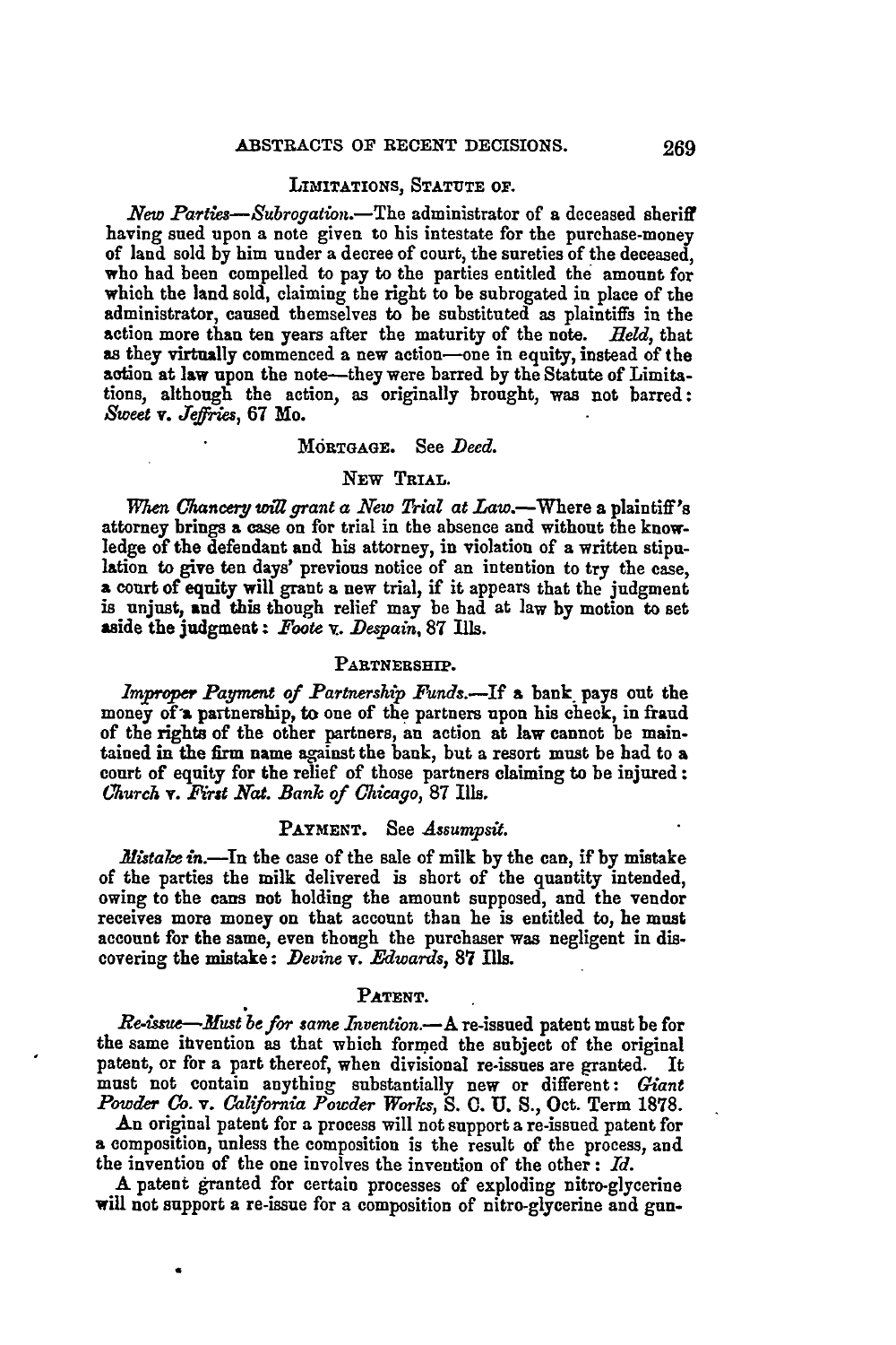### Limitations, Statute of.

*New Parties—Subrogation.*—The administrator of a deceased sheriff having sued upon a note given to his intestate for the purchase-money of land sold by him under a decree of court, the sureties of the deceased, who had been compelled to pay to the parties entitled the amount for which the land sold, claiming the right to be subrogated in place of the administrator, caused themselves to be substituted as plaintiffs in the action more than ten years after the maturity of the note. *Held*, that as they virtually commenced a new action—one in equity, instead of the action at law upon the note—they were barred by the Statute of Limitations, although the action, as originally brought, was not barred: *Sweet* v. *Jeffries*, 67 Mo.

### Mortgage. See *Deed*.

### New Trial.

*When Chancery will grant a New Trial at Law.*—Where a plaintiff's attorney brings a case on for trial in the absence and without the knowledge of the defendant and his attorney, in violation of a written stipulation to give ten days' previous notice of an intention to try the case, a court of equity will grant a new trial, if it appears that the judgment is unjust, and this though relief may be had at law by motion to set aside the judgment: *Foote* v. *Despain*, 87 Ills.

### Partnership.

*Improper Payment of Partnership Funds.*—If a bank pays out the money of a partnership, to one of the partners upon his check, in fraud of the rights of the other partners, an action at law cannot be maintained in the firm name against the bank, but a resort must be had to a court of equity for the relief of those partners claiming to be injured: *Church* v. *First Nat. Bank of Chicago*, 87 Ills.

### Payment. See *Assumpsit*.

*Mistake in.*—In the case of the sale of milk by the can, if by mistake of the parties the milk delivered is short of the quantity intended, owing to the cans not holding the amount supposed, and the vendor receives more money on that account than he is entitled to, he must account for the same, even though the purchaser was negligent in discovering the mistake: *Devine* v. *Edwards*, 87 Ills.

### Patent.

*Re-issue—Must be for same Invention.*—A re-issued patent must be for the same invention as that which formed the subject of the original patent, or for a part thereof, when divisional re-issues are granted. It must not contain anything substantially new or different: *Giant Powder Co.* v. *California Powder Works*, S. C. U. S., Oct. Term 1878.

An original patent for a process will not support a re-issued patent for a composition, unless the composition is the result of the process, and the invention of the one involves the invention of the other: *Id.*

A patent granted for certain processes of exploding nitro-glycerine will not support a re-issue for a composition of nitro-glycerine and gun-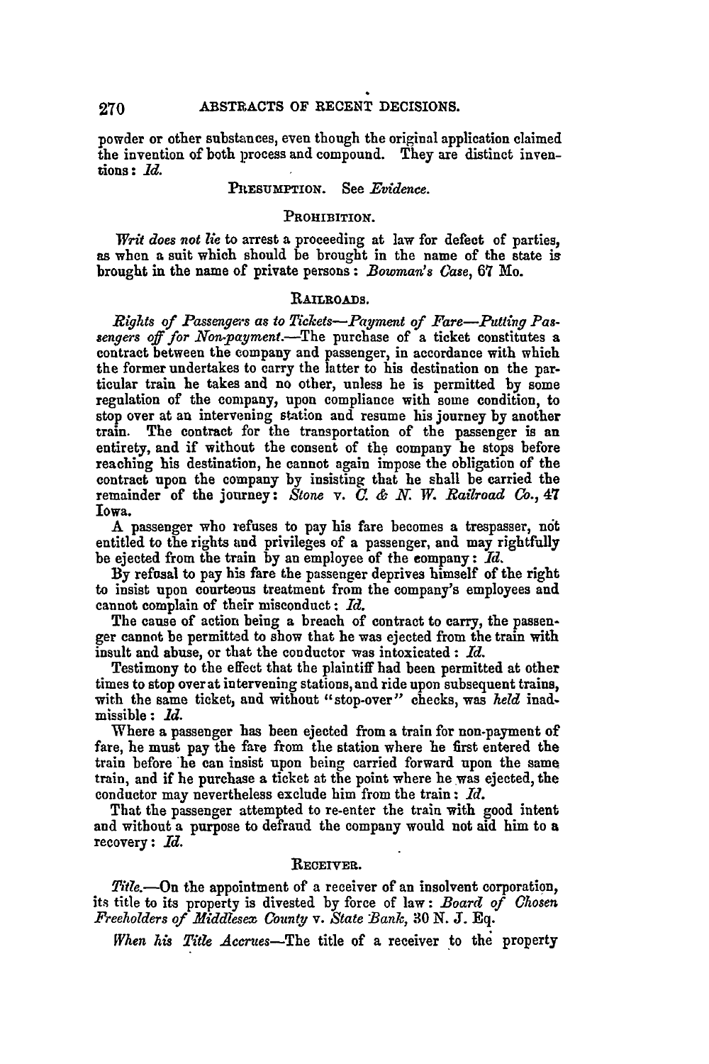powder or other substances, even though the original application claimed the invention of both process and compound. They are distinct inventions: *Id.*

PRESUMPTION. See *Evidence.*

### PROHIBITION.

*Writ does not lie* to arrest a proceeding at law for defect of parties, as when a suit which should be brought in the name of the state is brought in the name of private persons: *Bowman's Case*, 67 Mo.

### RAILROADS.

*Rights of Passengers as to Tickets—Payment of Fare—Putting Passengers off for Non-payment.*—The purchase of a ticket constitutes a contract between the company and passenger, in accordance with which the former undertakes to carry the latter to his destination on the particular train he takes and no other, unless he is permitted by some regulation of the company, upon compliance with some condition, to stop over at an intervening station and resume his journey by another train. The contract for the transportation of the passenger is an entirety, and if without the consent of the company he stops before reaching his destination, he cannot again impose the obligation of the contract upon the company by insisting that he shall be carried the remainder of the journey: *Stone* v. *C. & N. W. Railroad Co.*, 47 Iowa.

A passenger who refuses to pay his fare becomes a trespasser, not entitled to the rights and privileges of a passenger, and may rightfully be ejected from the train by an employee of the company: *Id.*

By refusal to pay his fare the passenger deprives himself of the right to insist upon courteous treatment from the company's employees and cannot complain of their misconduct: *Id.*

The cause of action being a breach of contract to carry, the passenger cannot be permitted to show that he was ejected from the train with insult and abuse, or that the conductor was intoxicated: *Id.*

Testimony to the effect that the plaintiff had been permitted at other times to stop over at intervening stations, and ride upon subsequent trains, with the same ticket, and without "stop-over" checks, was *held* inadmissible: *Id.*

Where a passenger has been ejected from a train for non-payment of fare, he must pay the fare from the station where he first entered the train before he can insist upon being carried forward upon the same train, and if he purchase a ticket at the point where he was ejected, the conductor may nevertheless exclude him from the train: *Id.*

That the passenger attempted to re-enter the train with good intent and without a purpose to defraud the company would not aid him to a recovery: *Id.*

### RECEIVER.

*Title.*—On the appointment of a receiver of an insolvent corporation, its title to its property is divested by force of law: *Board of Chosen Freeholders of Middlesex County* v. *State Bank*, 30 N. J. Eq.

*When his Title Accrues*—The title of a receiver to the property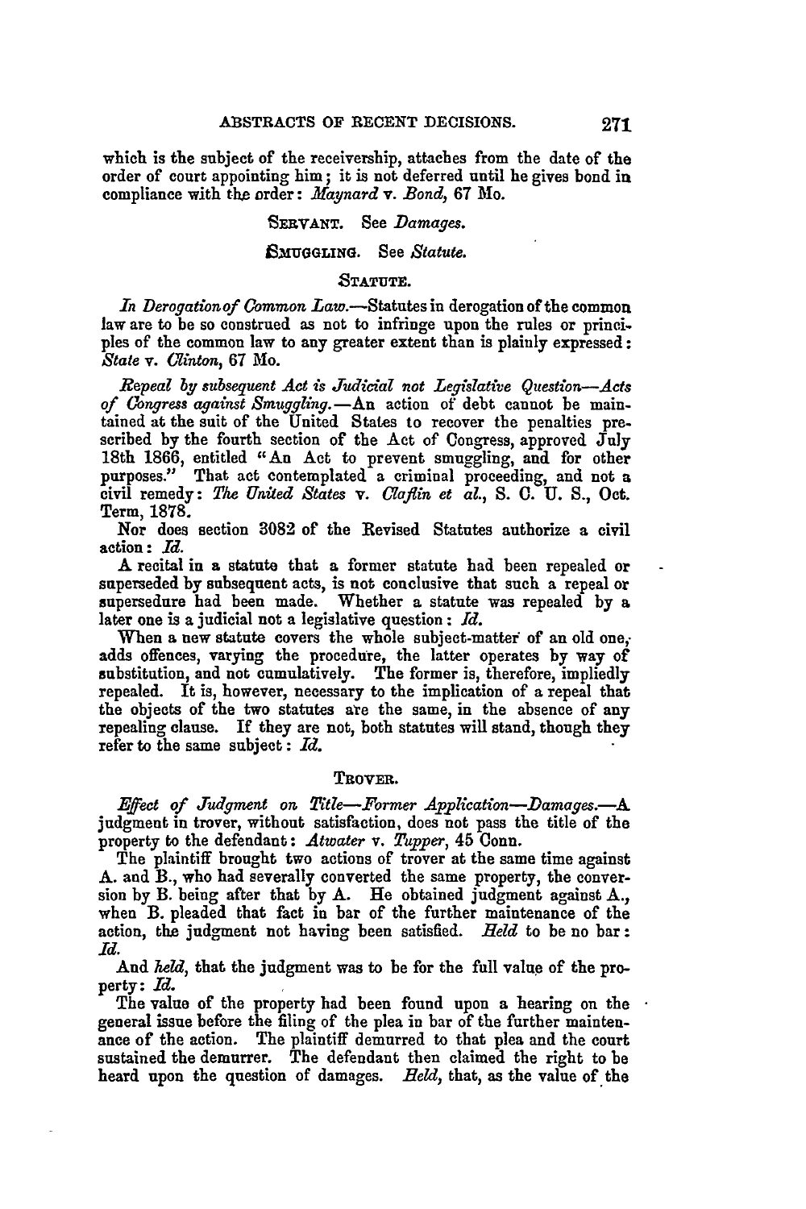which is the subject of the receivership, attaches from the date of the order of court appointing him; it is not deferred until he gives bond in compliance with the order: *Maynard* v. *Bond*, 67 Mo.

SERVANT. See *Damages*.

SMUGGLING. See *Statute*.

### STATUTE.

*In Derogation of Common Law.*—Statutes in derogation of the common law are to be so construed as not to infringe upon the rules or principles of the common law to any greater extent than is plainly expressed: *State* v. *Clinton*, 67 Mo.

*Repeal by subsequent Act is Judicial not Legislative Question—Acts of Congress against Smuggling.*—An action of debt cannot be maintained at the suit of the United States to recover the penalties prescribed by the fourth section of the Act of Congress, approved July 18th 1866, entitled "An Act to prevent smuggling, and for other purposes." That act contemplated a criminal proceeding, and not a civil remedy: *The United States* v. *Claflin et al.*, S. C. U. S., Oct. Term, 1878.

Nor does section 3082 of the Revised Statutes authorize a civil action: *Id.*

A recital in a statute that a former statute had been repealed or superseded by subsequent acts, is not conclusive that such a repeal or supersedure had been made. Whether a statute was repealed by a later one is a judicial not a legislative question: *Id.*

When a new statute covers the whole subject-matter of an old one, adds offences, varying the procedure, the latter operates by way of substitution, and not cumulatively. The former is, therefore, impliedly repealed. It is, however, necessary to the implication of a repeal that the objects of the two statutes are the same, in the absence of any repealing clause. If they are not, both statutes will stand, though they refer to the same subject: *Id.*

### TROVER.

*Effect of Judgment on Title—Former Application—Damages.*—A judgment in trover, without satisfaction, does not pass the title of the property to the defendant: *Atwater* v. *Tupper*, 45 Conn.

The plaintiff brought two actions of trover at the same time against A. and B., who had severally converted the same property, the conversion by B. being after that by A. He obtained judgment against A., when B. pleaded that fact in bar of the further maintenance of the action, the judgment not having been satisfied. *Held* to be no bar: *Id.*

And *held*, that the judgment was to be for the full value of the property: *Id.*

The value of the property had been found upon a hearing on the general issue before the filing of the plea in bar of the further maintenance of the action. The plaintiff demurred to that plea and the court sustained the demurrer. The defendant then claimed the right to be heard upon the question of damages. *Held*, that, as the value of the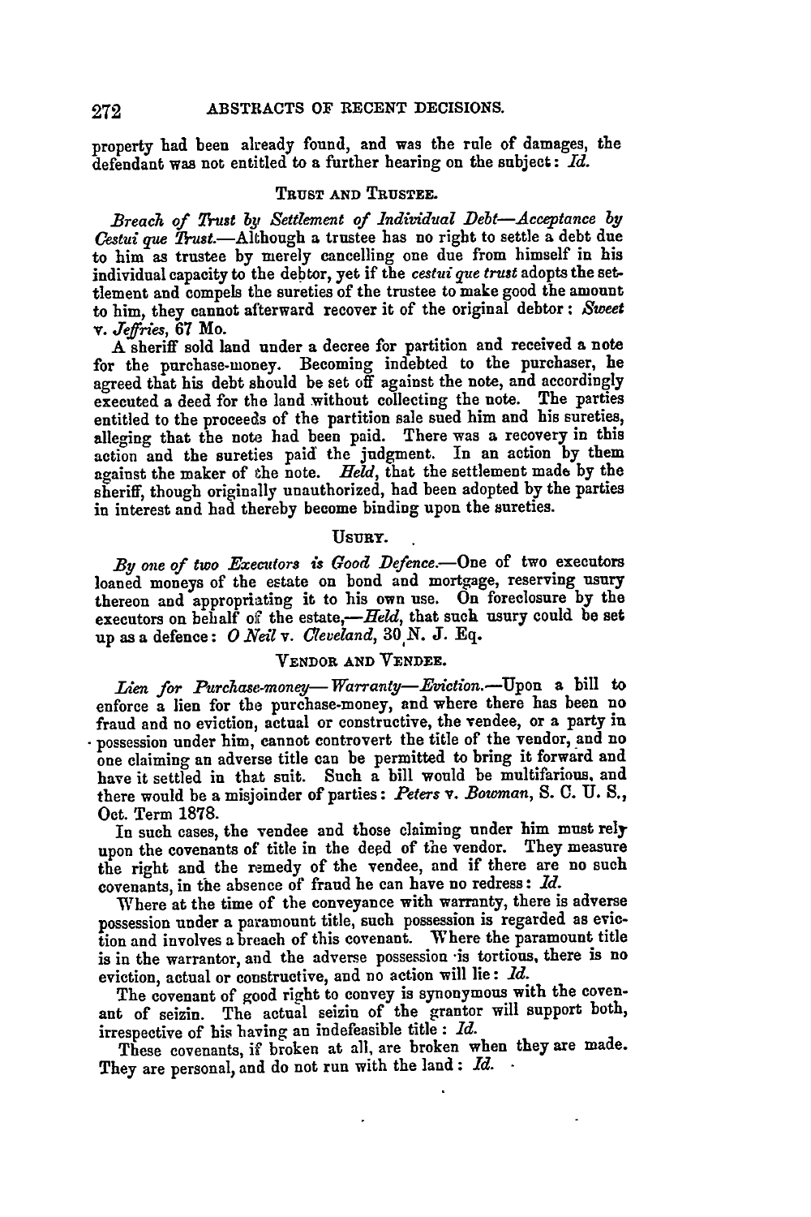property had been already found, and was the rule of damages, the defendant was not entitled to a further hearing on the subject: *Id.*

### TRUST AND TRUSTEE.

*Breach of Trust by Settlement of Individual Debt—Acceptance by Cestui que Trust.*—Although a trustee has no right to settle a debt due to him as trustee by merely cancelling one due from himself in his individual capacity to the debtor, yet if the *cestui que trust* adopts the settlement and compels the sureties of the trustee to make good the amount to him, they cannot afterward recover it of the original debtor: *Sweet v. Jeffries*, 67 Mo.

A sheriff sold land under a decree for partition and received a note for the purchase-money. Becoming indebted to the purchaser, he agreed that his debt should be set off against the note, and accordingly executed a deed for the land without collecting the note. The parties entitled to the proceeds of the partition sale sued him and his sureties, alleging that the note had been paid. There was a recovery in this action and the sureties paid the judgment. In an action by them against the maker of the note. *Held*, that the settlement made by the sheriff, though originally unauthorized, had been adopted by the parties in interest and had thereby become binding upon the sureties.

### USURY.

*By one of two Executors is Good Defence.*—One of two executors loaned moneys of the estate on bond and mortgage, reserving usury thereon and appropriating it to his own use. On foreclosure by the executors on behalf of the estate,—*Held*, that such usury could be set up as a defence: *O Neil v. Cleveland*, 30 N. J. Eq.

### VENDOR AND VENDEE.

*Lien for Purchase-money—Warranty—Eviction.*—Upon a bill to enforce a lien for the purchase-money, and where there has been no fraud and no eviction, actual or constructive, the vendee, or a party in possession under him, cannot controvert the title of the vendor, and no one claiming an adverse title can be permitted to bring it forward and have it settled in that suit. Such a bill would be multifarious, and there would be a misjoinder of parties: *Peters v. Bowman*, S. C. U. S., Oct. Term 1878.

In such cases, the vendee and those claiming under him must rely upon the covenants of title in the deed of the vendor. They measure the right and the remedy of the vendee, and if there are no such covenants, in the absence of fraud he can have no redress: *Id.*

Where at the time of the conveyance with warranty, there is adverse possession under a paramount title, such possession is regarded as eviction and involves a breach of this covenant. Where the paramount title is in the warrantor, and the adverse possession is tortious, there is no eviction, actual or constructive, and no action will lie: *Id.*

The covenant of good right to convey is synonymous with the covenant of seizin. The actual seizin of the grantor will support both, irrespective of his having an indefeasible title: *Id.*

These covenants, if broken at all, are broken when they are made. They are personal, and do not run with the land: *Id.*